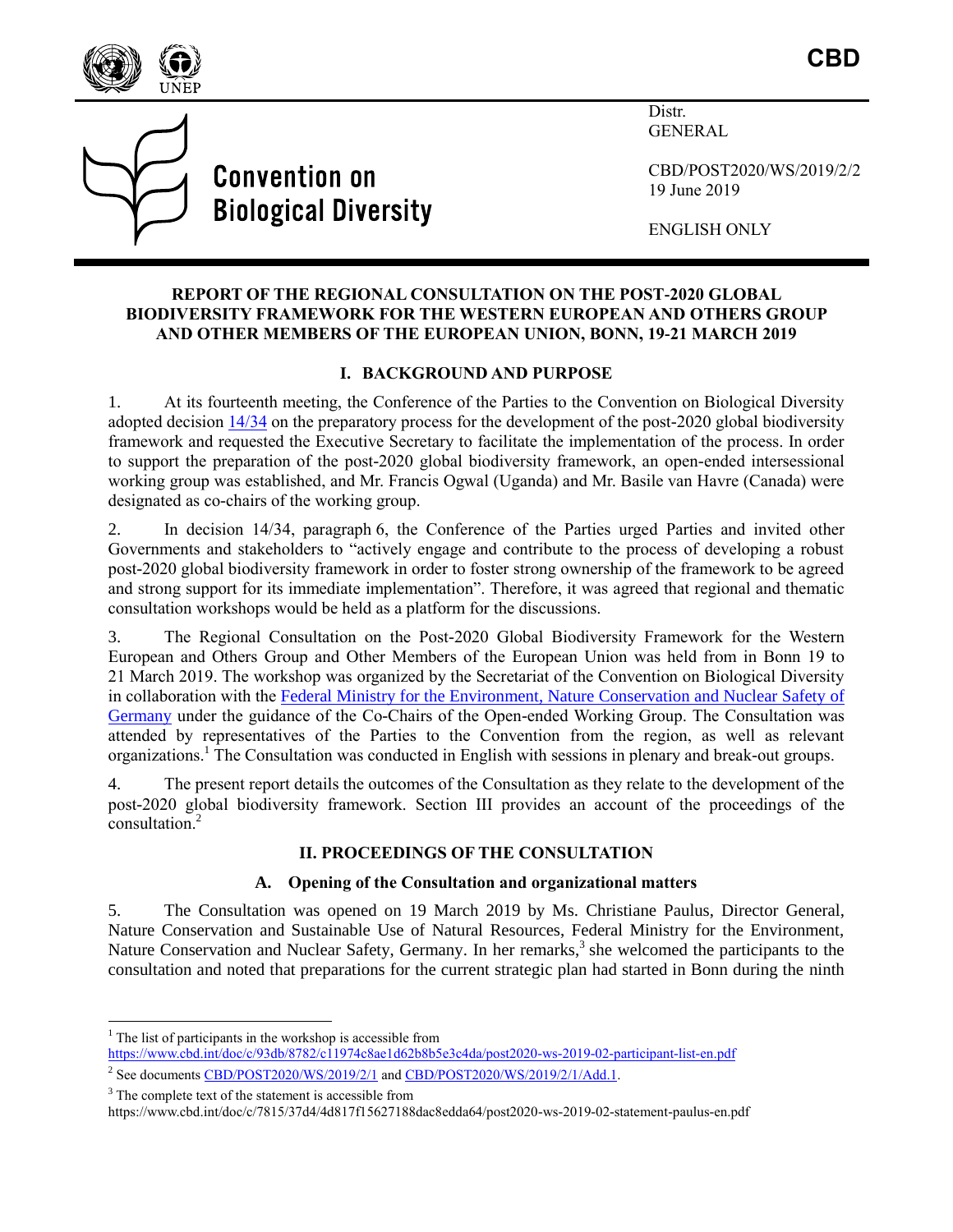**CBD**

**Convention on Biological Diversity**

Distr.
GENERAL

CBD/POST2020/WS/2019/2/2
19 June 2019

ENGLISH ONLY

# REPORT OF THE REGIONAL CONSULTATION ON THE POST-2020 GLOBAL BIODIVERSITY FRAMEWORK FOR THE WESTERN EUROPEAN AND OTHERS GROUP AND OTHER MEMBERS OF THE EUROPEAN UNION, BONN, 19-21 MARCH 2019

## I. BACKGROUND AND PURPOSE

1. At its fourteenth meeting, the Conference of the Parties to the Convention on Biological Diversity adopted decision 14/34 on the preparatory process for the development of the post-2020 global biodiversity framework and requested the Executive Secretary to facilitate the implementation of the process. In order to support the preparation of the post-2020 global biodiversity framework, an open-ended intersessional working group was established, and Mr. Francis Ogwal (Uganda) and Mr. Basile van Havre (Canada) were designated as co-chairs of the working group.

2. In decision 14/34, paragraph 6, the Conference of the Parties urged Parties and invited other Governments and stakeholders to "actively engage and contribute to the process of developing a robust post-2020 global biodiversity framework in order to foster strong ownership of the framework to be agreed and strong support for its immediate implementation". Therefore, it was agreed that regional and thematic consultation workshops would be held as a platform for the discussions.

3. The Regional Consultation on the Post-2020 Global Biodiversity Framework for the Western European and Others Group and Other Members of the European Union was held from in Bonn 19 to 21 March 2019. The workshop was organized by the Secretariat of the Convention on Biological Diversity in collaboration with the Federal Ministry for the Environment, Nature Conservation and Nuclear Safety of Germany under the guidance of the Co-Chairs of the Open-ended Working Group. The Consultation was attended by representatives of the Parties to the Convention from the region, as well as relevant organizations.[1] The Consultation was conducted in English with sessions in plenary and break-out groups.

4. The present report details the outcomes of the Consultation as they relate to the development of the post-2020 global biodiversity framework. Section III provides an account of the proceedings of the consultation.[2]

## II. PROCEEDINGS OF THE CONSULTATION

### A. Opening of the Consultation and organizational matters

5. The Consultation was opened on 19 March 2019 by Ms. Christiane Paulus, Director General, Nature Conservation and Sustainable Use of Natural Resources, Federal Ministry for the Environment, Nature Conservation and Nuclear Safety, Germany. In her remarks,[3] she welcomed the participants to the consultation and noted that preparations for the current strategic plan had started in Bonn during the ninth

---

[1] The list of participants in the workshop is accessible from https://www.cbd.int/doc/c/93db/8782/c11974c8ae1d62b8b5e3c4da/post2020-ws-2019-02-participant-list-en.pdf

[2] See documents CBD/POST2020/WS/2019/2/1 and CBD/POST2020/WS/2019/2/1/Add.1.

[3] The complete text of the statement is accessible from https://www.cbd.int/doc/c/7815/37d4/4d817f15627188dac8edda64/post2020-ws-2019-02-statement-paulus-en.pdf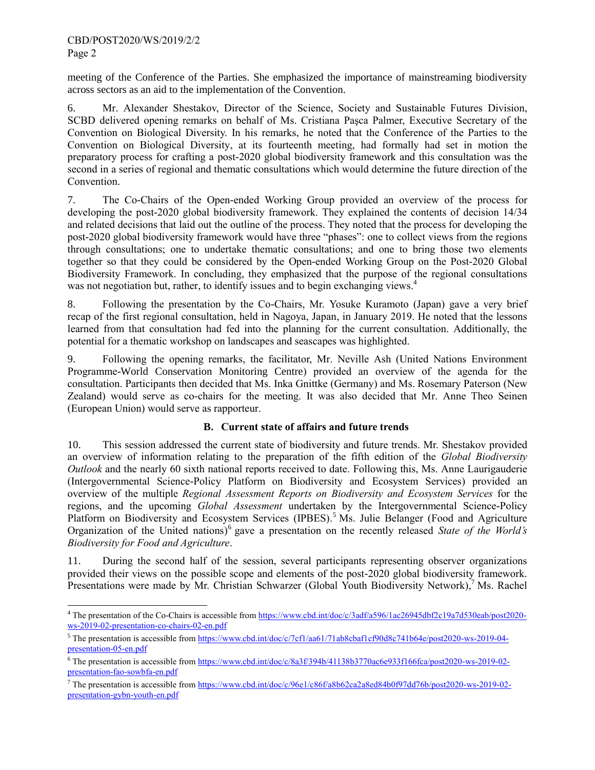meeting of the Conference of the Parties. She emphasized the importance of mainstreaming biodiversity across sectors as an aid to the implementation of the Convention.

6. Mr. Alexander Shestakov, Director of the Science, Society and Sustainable Futures Division, SCBD delivered opening remarks on behalf of Ms. Cristiana Paşca Palmer, Executive Secretary of the Convention on Biological Diversity. In his remarks, he noted that the Conference of the Parties to the Convention on Biological Diversity, at its fourteenth meeting, had formally had set in motion the preparatory process for crafting a post-2020 global biodiversity framework and this consultation was the second in a series of regional and thematic consultations which would determine the future direction of the Convention.

7. The Co-Chairs of the Open-ended Working Group provided an overview of the process for developing the post-2020 global biodiversity framework. They explained the contents of decision 14/34 and related decisions that laid out the outline of the process. They noted that the process for developing the post-2020 global biodiversity framework would have three "phases": one to collect views from the regions through consultations; one to undertake thematic consultations; and one to bring those two elements together so that they could be considered by the Open-ended Working Group on the Post-2020 Global Biodiversity Framework. In concluding, they emphasized that the purpose of the regional consultations was not negotiation but, rather, to identify issues and to begin exchanging views.[4]

8. Following the presentation by the Co-Chairs, Mr. Yosuke Kuramoto (Japan) gave a very brief recap of the first regional consultation, held in Nagoya, Japan, in January 2019. He noted that the lessons learned from that consultation had fed into the planning for the current consultation. Additionally, the potential for a thematic workshop on landscapes and seascapes was highlighted.

9. Following the opening remarks, the facilitator, Mr. Neville Ash (United Nations Environment Programme-World Conservation Monitoring Centre) provided an overview of the agenda for the consultation. Participants then decided that Ms. Inka Gnittke (Germany) and Ms. Rosemary Paterson (New Zealand) would serve as co-chairs for the meeting. It was also decided that Mr. Anne Theo Seinen (European Union) would serve as rapporteur.

### B. Current state of affairs and future trends

10. This session addressed the current state of biodiversity and future trends. Mr. Shestakov provided an overview of information relating to the preparation of the fifth edition of the *Global Biodiversity Outlook* and the nearly 60 sixth national reports received to date. Following this, Ms. Anne Laurigauderie (Intergovernmental Science-Policy Platform on Biodiversity and Ecosystem Services) provided an overview of the multiple *Regional Assessment Reports on Biodiversity and Ecosystem Services* for the regions, and the upcoming *Global Assessment* undertaken by the Intergovernmental Science-Policy Platform on Biodiversity and Ecosystem Services (IPBES).[5] Ms. Julie Belanger (Food and Agriculture Organization of the United nations)[6] gave a presentation on the recently released *State of the World's Biodiversity for Food and Agriculture*.

11. During the second half of the session, several participants representing observer organizations provided their views on the possible scope and elements of the post-2020 global biodiversity framework. Presentations were made by Mr. Christian Schwarzer (Global Youth Biodiversity Network),[7] Ms. Rachel

---

[4] The presentation of the Co-Chairs is accessible from https://www.cbd.int/doc/c/3adf/a596/1ac26945dbf2c19a7d530eab/post2020-ws-2019-02-presentation-co-chairs-02-en.pdf

[5] The presentation is accessible from https://www.cbd.int/doc/c/7cf1/aa61/71ab8cbaf1cf90d8c741b64e/post2020-ws-2019-04-presentation-05-en.pdf

[6] The presentation is accessible from https://www.cbd.int/doc/c/8a3f/394b/41138b3770ac6e933f166fca/post2020-ws-2019-02-presentation-fao-sowbfa-en.pdf

[7] The presentation is accessible from https://www.cbd.int/doc/c/96e1/c86f/a8b62ca2a8ed84b0f97dd76b/post2020-ws-2019-02-presentation-gybn-youth-en.pdf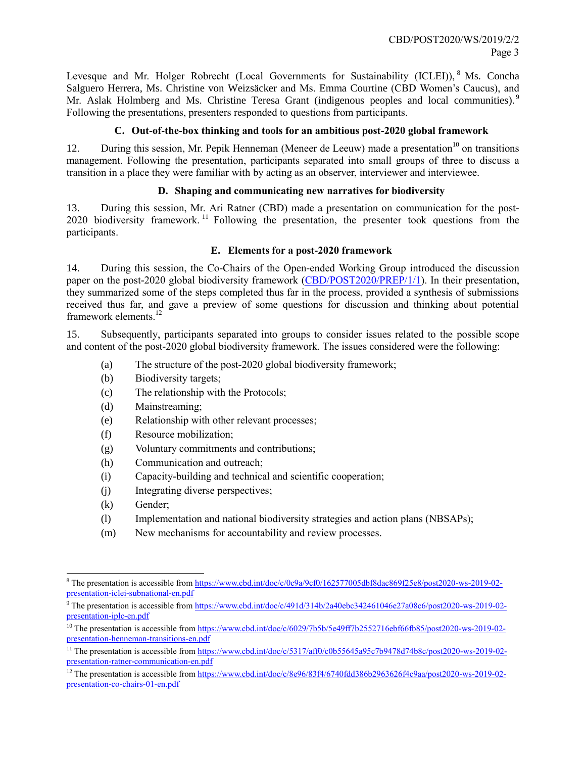Levesque and Mr. Holger Robrecht (Local Governments for Sustainability (ICLEI)),[8] Ms. Concha Salguero Herrera, Ms. Christine von Weizsäcker and Ms. Emma Courtine (CBD Women's Caucus), and Mr. Aslak Holmberg and Ms. Christine Teresa Grant (indigenous peoples and local communities).[9] Following the presentations, presenters responded to questions from participants.

### C. Out-of-the-box thinking and tools for an ambitious post-2020 global framework

12. During this session, Mr. Pepik Henneman (Meneer de Leeuw) made a presentation[10] on transitions management. Following the presentation, participants separated into small groups of three to discuss a transition in a place they were familiar with by acting as an observer, interviewer and interviewee.

### D. Shaping and communicating new narratives for biodiversity

13. During this session, Mr. Ari Ratner (CBD) made a presentation on communication for the post-2020 biodiversity framework.[11] Following the presentation, the presenter took questions from the participants.

### E. Elements for a post-2020 framework

14. During this session, the Co-Chairs of the Open-ended Working Group introduced the discussion paper on the post-2020 global biodiversity framework (CBD/POST2020/PREP/1/1). In their presentation, they summarized some of the steps completed thus far in the process, provided a synthesis of submissions received thus far, and gave a preview of some questions for discussion and thinking about potential framework elements.[12]

15. Subsequently, participants separated into groups to consider issues related to the possible scope and content of the post-2020 global biodiversity framework. The issues considered were the following:

(a) The structure of the post-2020 global biodiversity framework;

(b) Biodiversity targets;

(c) The relationship with the Protocols;

(d) Mainstreaming;

(e) Relationship with other relevant processes;

(f) Resource mobilization;

(g) Voluntary commitments and contributions;

(h) Communication and outreach;

(i) Capacity-building and technical and scientific cooperation;

(j) Integrating diverse perspectives;

(k) Gender;

(l) Implementation and national biodiversity strategies and action plans (NBSAPs);

(m) New mechanisms for accountability and review processes.

---

[8] The presentation is accessible from https://www.cbd.int/doc/c/0c9a/9cf0/162577005dbf8dac869f25e8/post2020-ws-2019-02-presentation-iclei-subnational-en.pdf

[9] The presentation is accessible from https://www.cbd.int/doc/c/491d/314b/2a40ebc342461046e27a08c6/post2020-ws-2019-02-presentation-iplc-en.pdf

[10] The presentation is accessible from https://www.cbd.int/doc/c/6029/7b5b/5e49ff7b2552716ebf66fb85/post2020-ws-2019-02-presentation-henneman-transitions-en.pdf

[11] The presentation is accessible from https://www.cbd.int/doc/c/5317/aff0/c0b55645a95c7b9478d74b8c/post2020-ws-2019-02-presentation-ratner-communication-en.pdf

[12] The presentation is accessible from https://www.cbd.int/doc/c/8e96/83f4/6740fdd386b2963626f4c9aa/post2020-ws-2019-02-presentation-co-chairs-01-en.pdf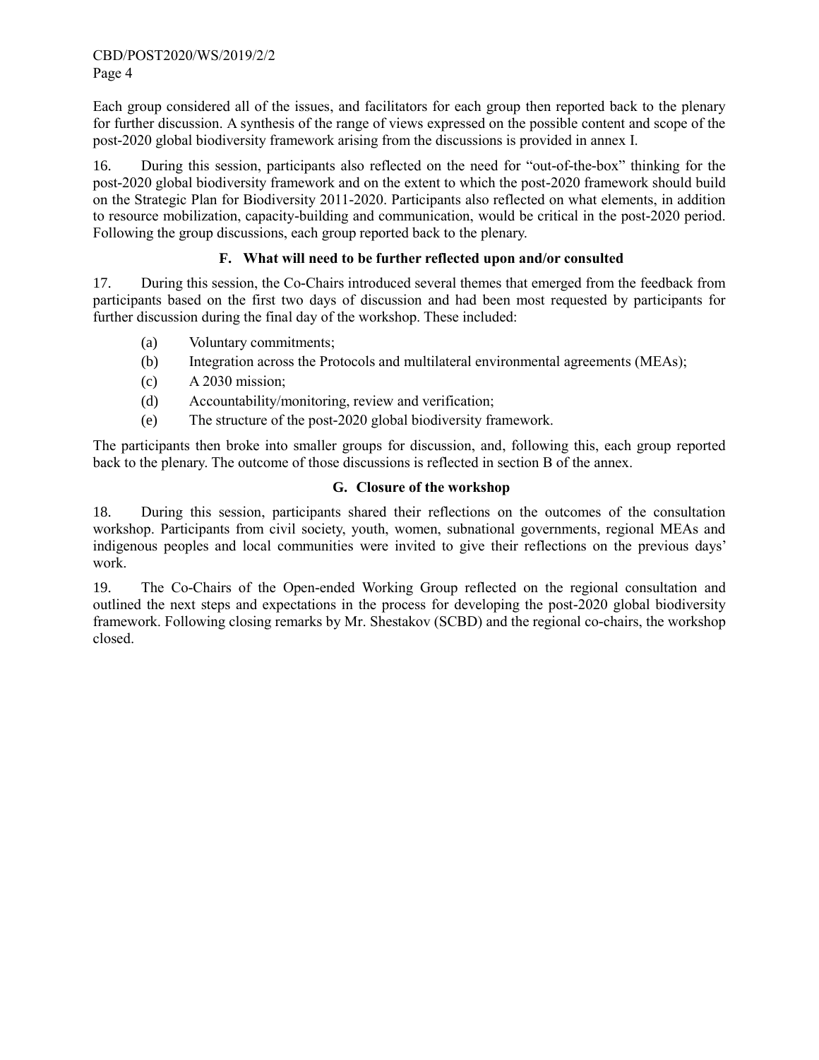Each group considered all of the issues, and facilitators for each group then reported back to the plenary for further discussion. A synthesis of the range of views expressed on the possible content and scope of the post-2020 global biodiversity framework arising from the discussions is provided in annex I.

16. During this session, participants also reflected on the need for "out-of-the-box" thinking for the post-2020 global biodiversity framework and on the extent to which the post-2020 framework should build on the Strategic Plan for Biodiversity 2011-2020. Participants also reflected on what elements, in addition to resource mobilization, capacity-building and communication, would be critical in the post-2020 period. Following the group discussions, each group reported back to the plenary.

### F. What will need to be further reflected upon and/or consulted

17. During this session, the Co-Chairs introduced several themes that emerged from the feedback from participants based on the first two days of discussion and had been most requested by participants for further discussion during the final day of the workshop. These included:

(a) Voluntary commitments;

(b) Integration across the Protocols and multilateral environmental agreements (MEAs);

(c) A 2030 mission;

(d) Accountability/monitoring, review and verification;

(e) The structure of the post-2020 global biodiversity framework.

The participants then broke into smaller groups for discussion, and, following this, each group reported back to the plenary. The outcome of those discussions is reflected in section B of the annex.

### G. Closure of the workshop

18. During this session, participants shared their reflections on the outcomes of the consultation workshop. Participants from civil society, youth, women, subnational governments, regional MEAs and indigenous peoples and local communities were invited to give their reflections on the previous days' work.

19. The Co-Chairs of the Open-ended Working Group reflected on the regional consultation and outlined the next steps and expectations in the process for developing the post-2020 global biodiversity framework. Following closing remarks by Mr. Shestakov (SCBD) and the regional co-chairs, the workshop closed.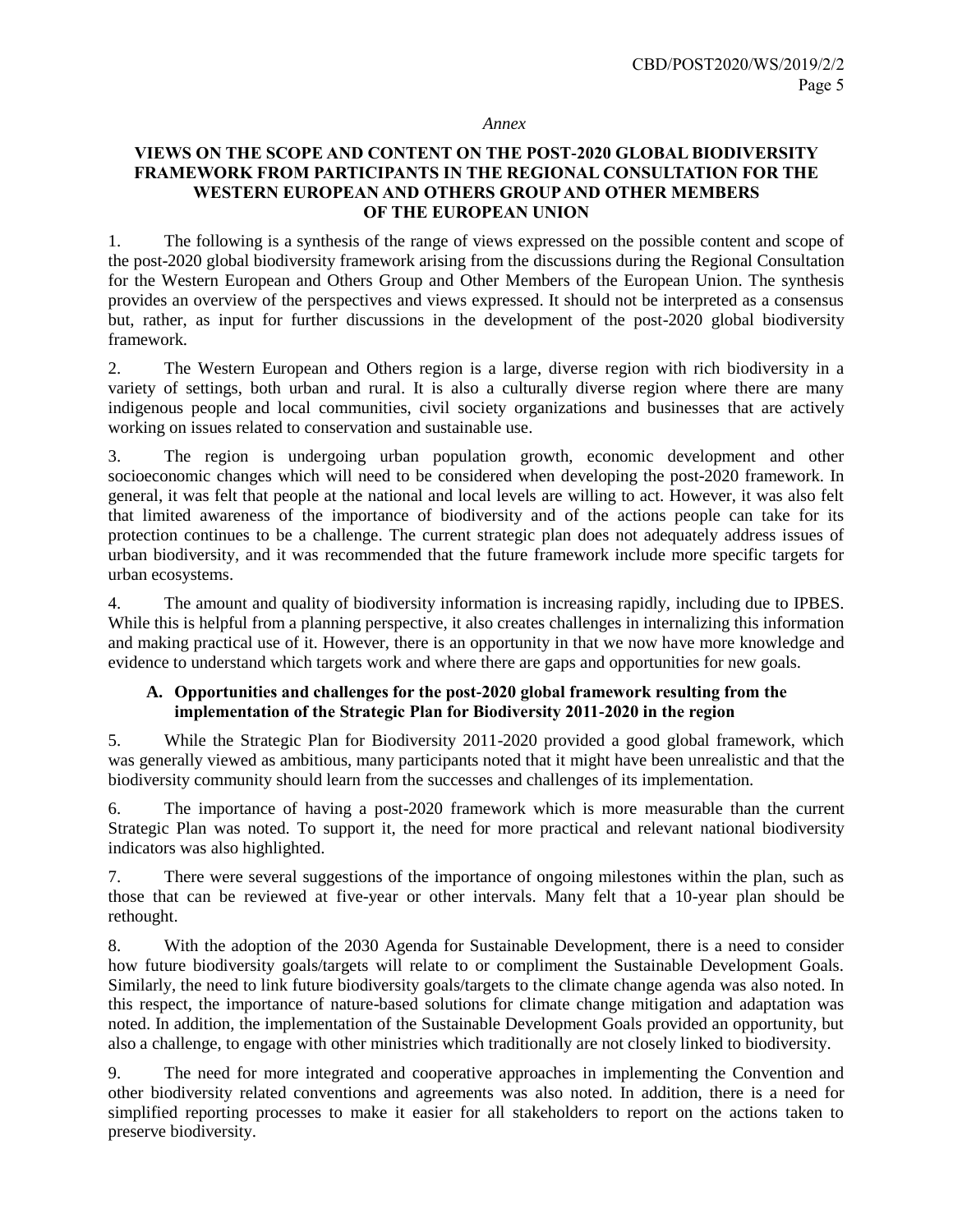*Annex*

# VIEWS ON THE SCOPE AND CONTENT ON THE POST-2020 GLOBAL BIODIVERSITY FRAMEWORK FROM PARTICIPANTS IN THE REGIONAL CONSULTATION FOR THE WESTERN EUROPEAN AND OTHERS GROUP AND OTHER MEMBERS OF THE EUROPEAN UNION

1. The following is a synthesis of the range of views expressed on the possible content and scope of the post-2020 global biodiversity framework arising from the discussions during the Regional Consultation for the Western European and Others Group and Other Members of the European Union. The synthesis provides an overview of the perspectives and views expressed. It should not be interpreted as a consensus but, rather, as input for further discussions in the development of the post-2020 global biodiversity framework.

2. The Western European and Others region is a large, diverse region with rich biodiversity in a variety of settings, both urban and rural. It is also a culturally diverse region where there are many indigenous people and local communities, civil society organizations and businesses that are actively working on issues related to conservation and sustainable use.

3. The region is undergoing urban population growth, economic development and other socioeconomic changes which will need to be considered when developing the post-2020 framework. In general, it was felt that people at the national and local levels are willing to act. However, it was also felt that limited awareness of the importance of biodiversity and of the actions people can take for its protection continues to be a challenge. The current strategic plan does not adequately address issues of urban biodiversity, and it was recommended that the future framework include more specific targets for urban ecosystems.

4. The amount and quality of biodiversity information is increasing rapidly, including due to IPBES. While this is helpful from a planning perspective, it also creates challenges in internalizing this information and making practical use of it. However, there is an opportunity in that we now have more knowledge and evidence to understand which targets work and where there are gaps and opportunities for new goals.

## A. Opportunities and challenges for the post-2020 global framework resulting from the implementation of the Strategic Plan for Biodiversity 2011-2020 in the region

5. While the Strategic Plan for Biodiversity 2011-2020 provided a good global framework, which was generally viewed as ambitious, many participants noted that it might have been unrealistic and that the biodiversity community should learn from the successes and challenges of its implementation.

6. The importance of having a post-2020 framework which is more measurable than the current Strategic Plan was noted. To support it, the need for more practical and relevant national biodiversity indicators was also highlighted.

7. There were several suggestions of the importance of ongoing milestones within the plan, such as those that can be reviewed at five-year or other intervals. Many felt that a 10-year plan should be rethought.

8. With the adoption of the 2030 Agenda for Sustainable Development, there is a need to consider how future biodiversity goals/targets will relate to or compliment the Sustainable Development Goals. Similarly, the need to link future biodiversity goals/targets to the climate change agenda was also noted. In this respect, the importance of nature-based solutions for climate change mitigation and adaptation was noted. In addition, the implementation of the Sustainable Development Goals provided an opportunity, but also a challenge, to engage with other ministries which traditionally are not closely linked to biodiversity.

9. The need for more integrated and cooperative approaches in implementing the Convention and other biodiversity related conventions and agreements was also noted. In addition, there is a need for simplified reporting processes to make it easier for all stakeholders to report on the actions taken to preserve biodiversity.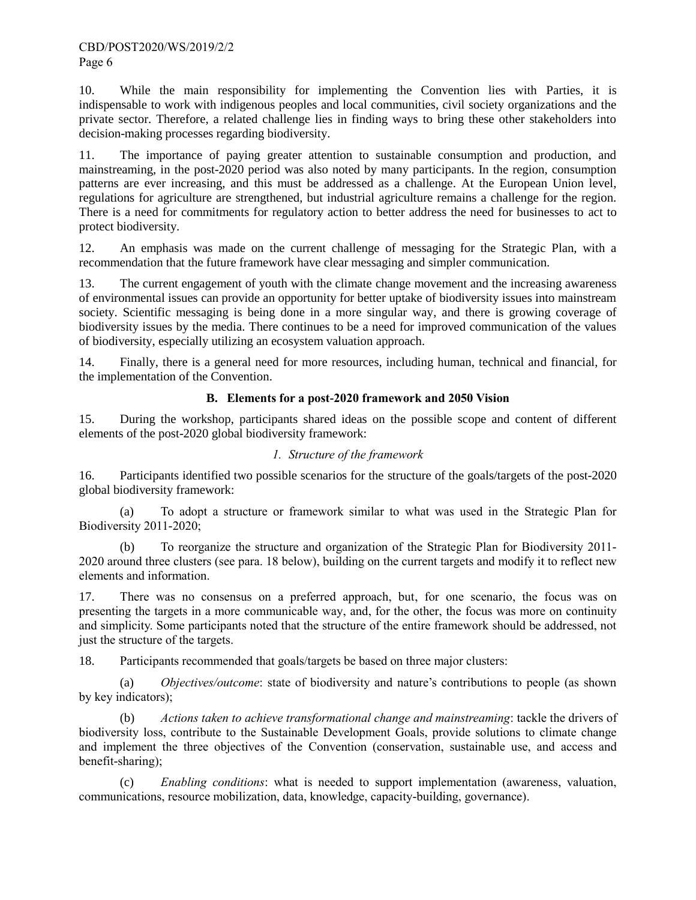10. While the main responsibility for implementing the Convention lies with Parties, it is indispensable to work with indigenous peoples and local communities, civil society organizations and the private sector. Therefore, a related challenge lies in finding ways to bring these other stakeholders into decision-making processes regarding biodiversity.

11. The importance of paying greater attention to sustainable consumption and production, and mainstreaming, in the post-2020 period was also noted by many participants. In the region, consumption patterns are ever increasing, and this must be addressed as a challenge. At the European Union level, regulations for agriculture are strengthened, but industrial agriculture remains a challenge for the region. There is a need for commitments for regulatory action to better address the need for businesses to act to protect biodiversity.

12. An emphasis was made on the current challenge of messaging for the Strategic Plan, with a recommendation that the future framework have clear messaging and simpler communication.

13. The current engagement of youth with the climate change movement and the increasing awareness of environmental issues can provide an opportunity for better uptake of biodiversity issues into mainstream society. Scientific messaging is being done in a more singular way, and there is growing coverage of biodiversity issues by the media. There continues to be a need for improved communication of the values of biodiversity, especially utilizing an ecosystem valuation approach.

14. Finally, there is a general need for more resources, including human, technical and financial, for the implementation of the Convention.

## B. Elements for a post-2020 framework and 2050 Vision

15. During the workshop, participants shared ideas on the possible scope and content of different elements of the post-2020 global biodiversity framework:

### *1. Structure of the framework*

16. Participants identified two possible scenarios for the structure of the goals/targets of the post-2020 global biodiversity framework:

(a) To adopt a structure or framework similar to what was used in the Strategic Plan for Biodiversity 2011-2020;

(b) To reorganize the structure and organization of the Strategic Plan for Biodiversity 2011-2020 around three clusters (see para. 18 below), building on the current targets and modify it to reflect new elements and information.

17. There was no consensus on a preferred approach, but, for one scenario, the focus was on presenting the targets in a more communicable way, and, for the other, the focus was more on continuity and simplicity. Some participants noted that the structure of the entire framework should be addressed, not just the structure of the targets.

18. Participants recommended that goals/targets be based on three major clusters:

(a) *Objectives/outcome*: state of biodiversity and nature's contributions to people (as shown by key indicators);

(b) *Actions taken to achieve transformational change and mainstreaming*: tackle the drivers of biodiversity loss, contribute to the Sustainable Development Goals, provide solutions to climate change and implement the three objectives of the Convention (conservation, sustainable use, and access and benefit-sharing);

(c) *Enabling conditions*: what is needed to support implementation (awareness, valuation, communications, resource mobilization, data, knowledge, capacity-building, governance).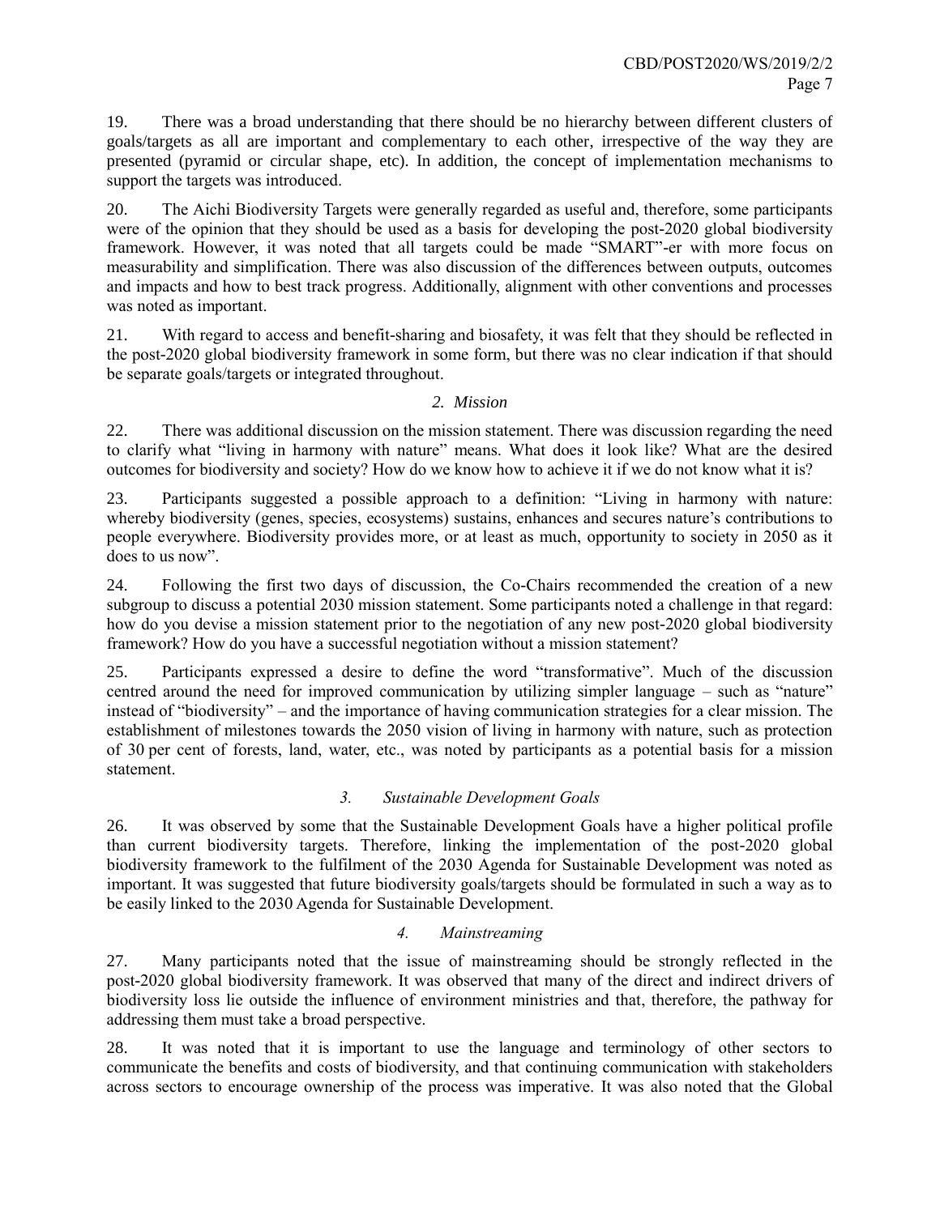19. There was a broad understanding that there should be no hierarchy between different clusters of goals/targets as all are important and complementary to each other, irrespective of the way they are presented (pyramid or circular shape, etc). In addition, the concept of implementation mechanisms to support the targets was introduced.

20. The Aichi Biodiversity Targets were generally regarded as useful and, therefore, some participants were of the opinion that they should be used as a basis for developing the post-2020 global biodiversity framework. However, it was noted that all targets could be made "SMART"-er with more focus on measurability and simplification. There was also discussion of the differences between outputs, outcomes and impacts and how to best track progress. Additionally, alignment with other conventions and processes was noted as important.

21. With regard to access and benefit-sharing and biosafety, it was felt that they should be reflected in the post-2020 global biodiversity framework in some form, but there was no clear indication if that should be separate goals/targets or integrated throughout.

### *2. Mission*

22. There was additional discussion on the mission statement. There was discussion regarding the need to clarify what "living in harmony with nature" means. What does it look like? What are the desired outcomes for biodiversity and society? How do we know how to achieve it if we do not know what it is?

23. Participants suggested a possible approach to a definition: "Living in harmony with nature: whereby biodiversity (genes, species, ecosystems) sustains, enhances and secures nature's contributions to people everywhere. Biodiversity provides more, or at least as much, opportunity to society in 2050 as it does to us now".

24. Following the first two days of discussion, the Co-Chairs recommended the creation of a new subgroup to discuss a potential 2030 mission statement. Some participants noted a challenge in that regard: how do you devise a mission statement prior to the negotiation of any new post-2020 global biodiversity framework? How do you have a successful negotiation without a mission statement?

25. Participants expressed a desire to define the word "transformative". Much of the discussion centred around the need for improved communication by utilizing simpler language – such as "nature" instead of "biodiversity" – and the importance of having communication strategies for a clear mission. The establishment of milestones towards the 2050 vision of living in harmony with nature, such as protection of 30 per cent of forests, land, water, etc., was noted by participants as a potential basis for a mission statement.

### *3. Sustainable Development Goals*

26. It was observed by some that the Sustainable Development Goals have a higher political profile than current biodiversity targets. Therefore, linking the implementation of the post-2020 global biodiversity framework to the fulfilment of the 2030 Agenda for Sustainable Development was noted as important. It was suggested that future biodiversity goals/targets should be formulated in such a way as to be easily linked to the 2030 Agenda for Sustainable Development.

### *4. Mainstreaming*

27. Many participants noted that the issue of mainstreaming should be strongly reflected in the post-2020 global biodiversity framework. It was observed that many of the direct and indirect drivers of biodiversity loss lie outside the influence of environment ministries and that, therefore, the pathway for addressing them must take a broad perspective.

28. It was noted that it is important to use the language and terminology of other sectors to communicate the benefits and costs of biodiversity, and that continuing communication with stakeholders across sectors to encourage ownership of the process was imperative. It was also noted that the Global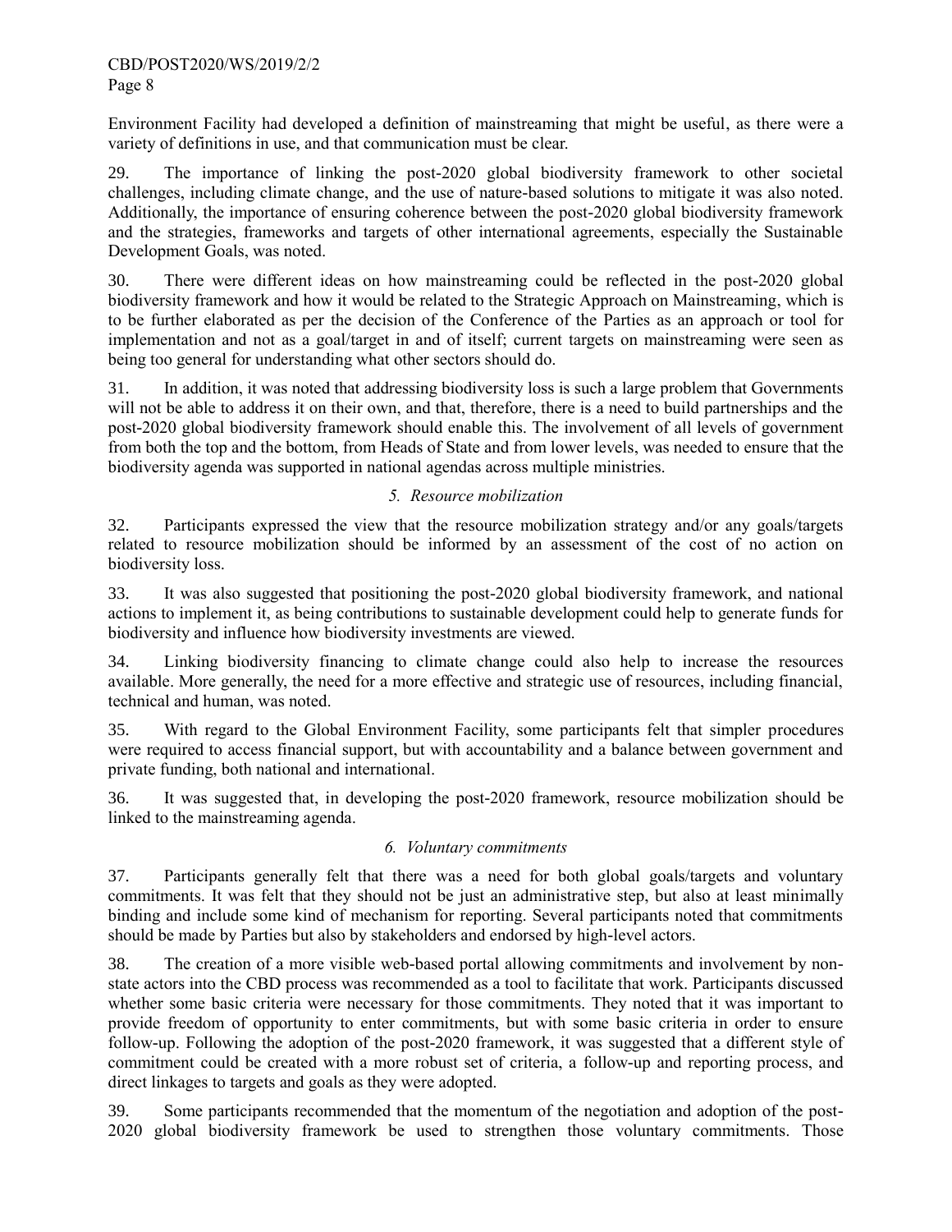Environment Facility had developed a definition of mainstreaming that might be useful, as there were a variety of definitions in use, and that communication must be clear.

29. The importance of linking the post-2020 global biodiversity framework to other societal challenges, including climate change, and the use of nature-based solutions to mitigate it was also noted. Additionally, the importance of ensuring coherence between the post-2020 global biodiversity framework and the strategies, frameworks and targets of other international agreements, especially the Sustainable Development Goals, was noted.

30. There were different ideas on how mainstreaming could be reflected in the post-2020 global biodiversity framework and how it would be related to the Strategic Approach on Mainstreaming, which is to be further elaborated as per the decision of the Conference of the Parties as an approach or tool for implementation and not as a goal/target in and of itself; current targets on mainstreaming were seen as being too general for understanding what other sectors should do.

31. In addition, it was noted that addressing biodiversity loss is such a large problem that Governments will not be able to address it on their own, and that, therefore, there is a need to build partnerships and the post-2020 global biodiversity framework should enable this. The involvement of all levels of government from both the top and the bottom, from Heads of State and from lower levels, was needed to ensure that the biodiversity agenda was supported in national agendas across multiple ministries.

### *5. Resource mobilization*

32. Participants expressed the view that the resource mobilization strategy and/or any goals/targets related to resource mobilization should be informed by an assessment of the cost of no action on biodiversity loss.

33. It was also suggested that positioning the post-2020 global biodiversity framework, and national actions to implement it, as being contributions to sustainable development could help to generate funds for biodiversity and influence how biodiversity investments are viewed.

34. Linking biodiversity financing to climate change could also help to increase the resources available. More generally, the need for a more effective and strategic use of resources, including financial, technical and human, was noted.

35. With regard to the Global Environment Facility, some participants felt that simpler procedures were required to access financial support, but with accountability and a balance between government and private funding, both national and international.

36. It was suggested that, in developing the post-2020 framework, resource mobilization should be linked to the mainstreaming agenda.

### *6. Voluntary commitments*

37. Participants generally felt that there was a need for both global goals/targets and voluntary commitments. It was felt that they should not be just an administrative step, but also at least minimally binding and include some kind of mechanism for reporting. Several participants noted that commitments should be made by Parties but also by stakeholders and endorsed by high-level actors.

38. The creation of a more visible web-based portal allowing commitments and involvement by non-state actors into the CBD process was recommended as a tool to facilitate that work. Participants discussed whether some basic criteria were necessary for those commitments. They noted that it was important to provide freedom of opportunity to enter commitments, but with some basic criteria in order to ensure follow-up. Following the adoption of the post-2020 framework, it was suggested that a different style of commitment could be created with a more robust set of criteria, a follow-up and reporting process, and direct linkages to targets and goals as they were adopted.

39. Some participants recommended that the momentum of the negotiation and adoption of the post-2020 global biodiversity framework be used to strengthen those voluntary commitments. Those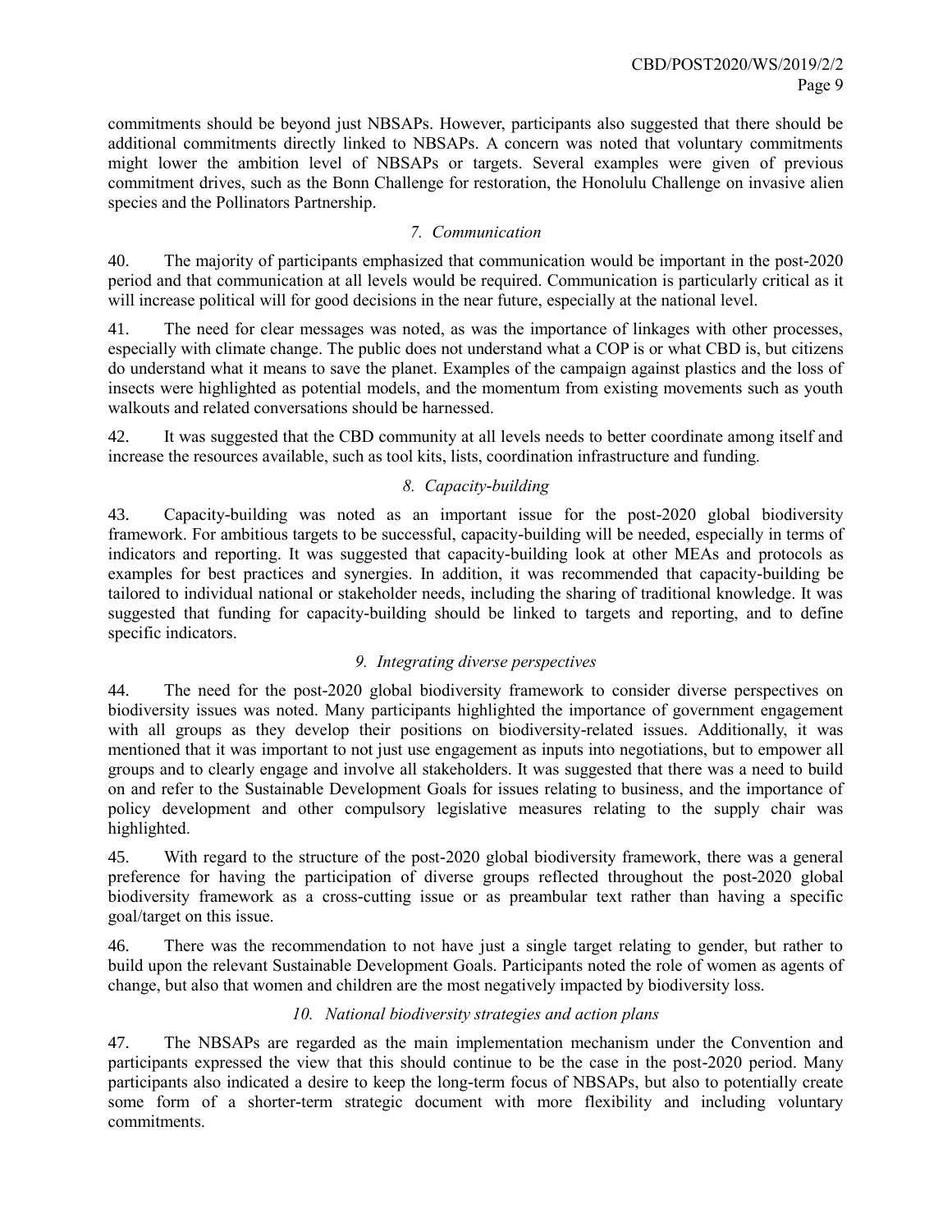commitments should be beyond just NBSAPs. However, participants also suggested that there should be additional commitments directly linked to NBSAPs. A concern was noted that voluntary commitments might lower the ambition level of NBSAPs or targets. Several examples were given of previous commitment drives, such as the Bonn Challenge for restoration, the Honolulu Challenge on invasive alien species and the Pollinators Partnership.

### *7. Communication*

40. The majority of participants emphasized that communication would be important in the post-2020 period and that communication at all levels would be required. Communication is particularly critical as it will increase political will for good decisions in the near future, especially at the national level.

41. The need for clear messages was noted, as was the importance of linkages with other processes, especially with climate change. The public does not understand what a COP is or what CBD is, but citizens do understand what it means to save the planet. Examples of the campaign against plastics and the loss of insects were highlighted as potential models, and the momentum from existing movements such as youth walkouts and related conversations should be harnessed.

42. It was suggested that the CBD community at all levels needs to better coordinate among itself and increase the resources available, such as tool kits, lists, coordination infrastructure and funding.

### *8. Capacity-building*

43. Capacity-building was noted as an important issue for the post-2020 global biodiversity framework. For ambitious targets to be successful, capacity-building will be needed, especially in terms of indicators and reporting. It was suggested that capacity-building look at other MEAs and protocols as examples for best practices and synergies. In addition, it was recommended that capacity-building be tailored to individual national or stakeholder needs, including the sharing of traditional knowledge. It was suggested that funding for capacity-building should be linked to targets and reporting, and to define specific indicators.

### *9. Integrating diverse perspectives*

44. The need for the post-2020 global biodiversity framework to consider diverse perspectives on biodiversity issues was noted. Many participants highlighted the importance of government engagement with all groups as they develop their positions on biodiversity-related issues. Additionally, it was mentioned that it was important to not just use engagement as inputs into negotiations, but to empower all groups and to clearly engage and involve all stakeholders. It was suggested that there was a need to build on and refer to the Sustainable Development Goals for issues relating to business, and the importance of policy development and other compulsory legislative measures relating to the supply chair was highlighted.

45. With regard to the structure of the post-2020 global biodiversity framework, there was a general preference for having the participation of diverse groups reflected throughout the post-2020 global biodiversity framework as a cross-cutting issue or as preambular text rather than having a specific goal/target on this issue.

46. There was the recommendation to not have just a single target relating to gender, but rather to build upon the relevant Sustainable Development Goals. Participants noted the role of women as agents of change, but also that women and children are the most negatively impacted by biodiversity loss.

### *10. National biodiversity strategies and action plans*

47. The NBSAPs are regarded as the main implementation mechanism under the Convention and participants expressed the view that this should continue to be the case in the post-2020 period. Many participants also indicated a desire to keep the long-term focus of NBSAPs, but also to potentially create some form of a shorter-term strategic document with more flexibility and including voluntary commitments.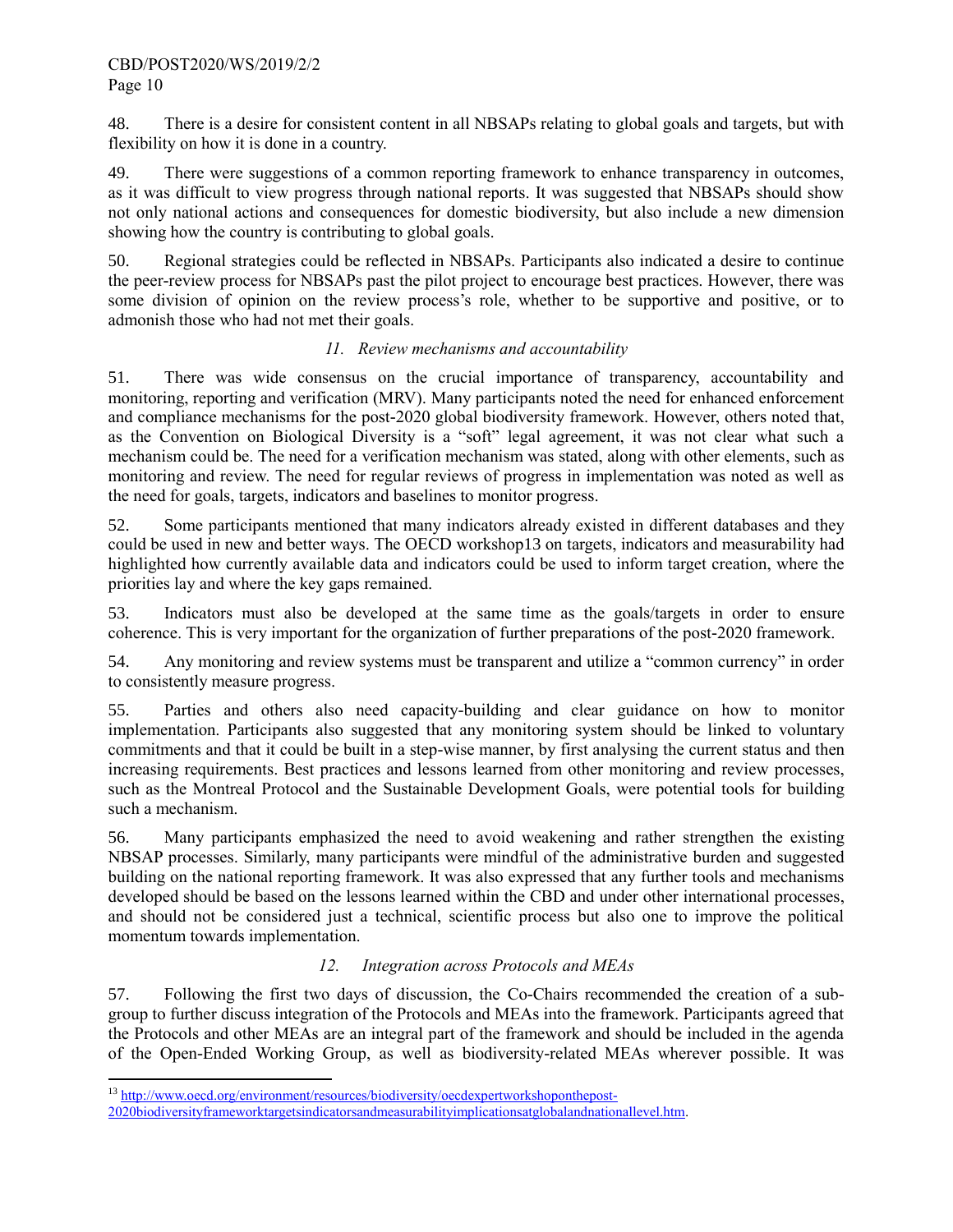48. There is a desire for consistent content in all NBSAPs relating to global goals and targets, but with flexibility on how it is done in a country.

49. There were suggestions of a common reporting framework to enhance transparency in outcomes, as it was difficult to view progress through national reports. It was suggested that NBSAPs should show not only national actions and consequences for domestic biodiversity, but also include a new dimension showing how the country is contributing to global goals.

50. Regional strategies could be reflected in NBSAPs. Participants also indicated a desire to continue the peer-review process for NBSAPs past the pilot project to encourage best practices. However, there was some division of opinion on the review process's role, whether to be supportive and positive, or to admonish those who had not met their goals.

### *11. Review mechanisms and accountability*

51. There was wide consensus on the crucial importance of transparency, accountability and monitoring, reporting and verification (MRV). Many participants noted the need for enhanced enforcement and compliance mechanisms for the post-2020 global biodiversity framework. However, others noted that, as the Convention on Biological Diversity is a "soft" legal agreement, it was not clear what such a mechanism could be. The need for a verification mechanism was stated, along with other elements, such as monitoring and review. The need for regular reviews of progress in implementation was noted as well as the need for goals, targets, indicators and baselines to monitor progress.

52. Some participants mentioned that many indicators already existed in different databases and they could be used in new and better ways. The OECD workshop[13] on targets, indicators and measurability had highlighted how currently available data and indicators could be used to inform target creation, where the priorities lay and where the key gaps remained.

53. Indicators must also be developed at the same time as the goals/targets in order to ensure coherence. This is very important for the organization of further preparations of the post-2020 framework.

54. Any monitoring and review systems must be transparent and utilize a "common currency" in order to consistently measure progress.

55. Parties and others also need capacity-building and clear guidance on how to monitor implementation. Participants also suggested that any monitoring system should be linked to voluntary commitments and that it could be built in a step-wise manner, by first analysing the current status and then increasing requirements. Best practices and lessons learned from other monitoring and review processes, such as the Montreal Protocol and the Sustainable Development Goals, were potential tools for building such a mechanism.

56. Many participants emphasized the need to avoid weakening and rather strengthen the existing NBSAP processes. Similarly, many participants were mindful of the administrative burden and suggested building on the national reporting framework. It was also expressed that any further tools and mechanisms developed should be based on the lessons learned within the CBD and under other international processes, and should not be considered just a technical, scientific process but also one to improve the political momentum towards implementation.

### *12. Integration across Protocols and MEAs*

57. Following the first two days of discussion, the Co-Chairs recommended the creation of a sub-group to further discuss integration of the Protocols and MEAs into the framework. Participants agreed that the Protocols and other MEAs are an integral part of the framework and should be included in the agenda of the Open-Ended Working Group, as well as biodiversity-related MEAs wherever possible. It was

---

[13] http://www.oecd.org/environment/resources/biodiversity/oecdexpertworkshoponthepost-2020biodiversityframeworktargetsindicatorsandmeasurabilityimplicationsatglobalandnationallevel.htm.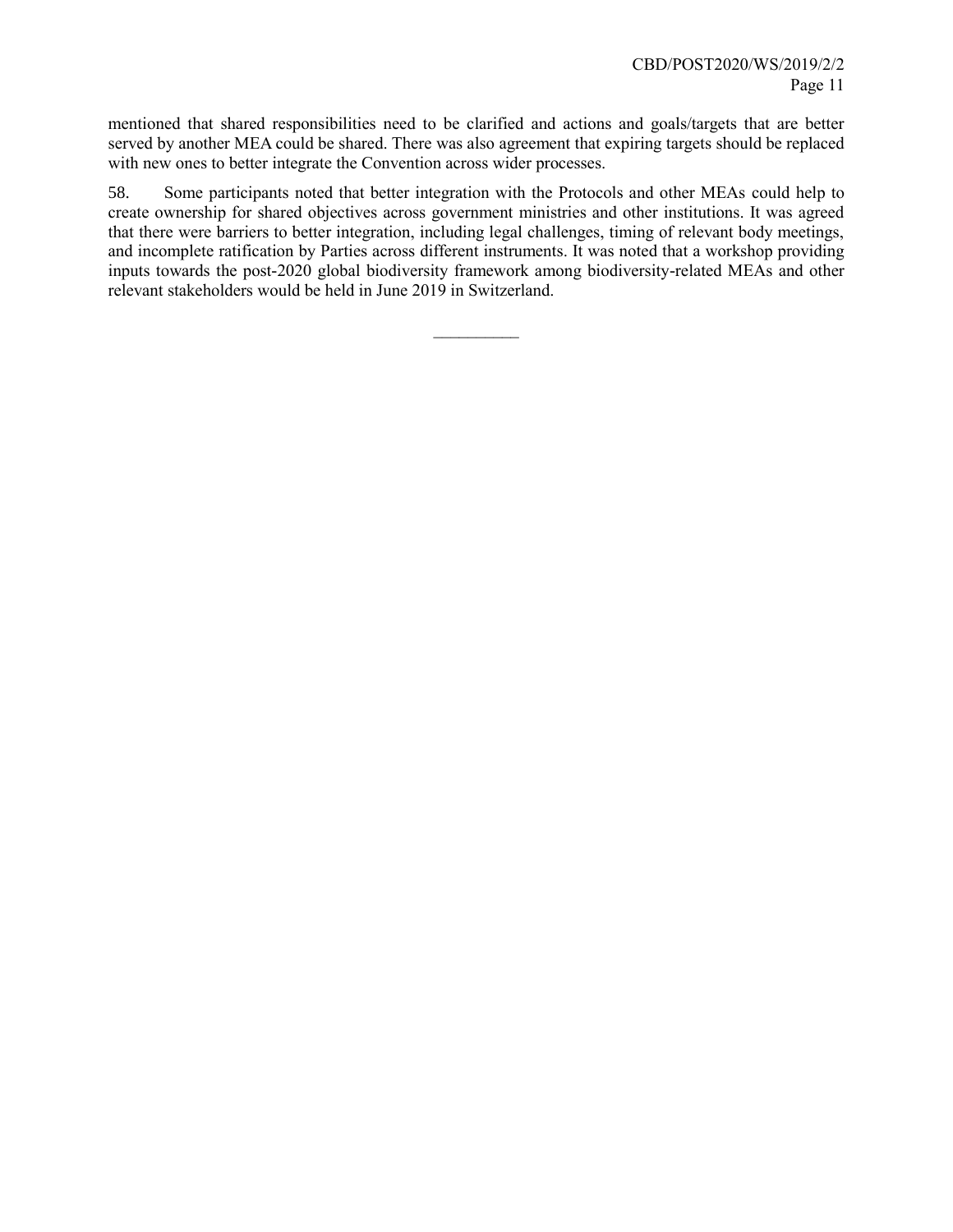mentioned that shared responsibilities need to be clarified and actions and goals/targets that are better served by another MEA could be shared. There was also agreement that expiring targets should be replaced with new ones to better integrate the Convention across wider processes.

58. Some participants noted that better integration with the Protocols and other MEAs could help to create ownership for shared objectives across government ministries and other institutions. It was agreed that there were barriers to better integration, including legal challenges, timing of relevant body meetings, and incomplete ratification by Parties across different instruments. It was noted that a workshop providing inputs towards the post-2020 global biodiversity framework among biodiversity-related MEAs and other relevant stakeholders would be held in June 2019 in Switzerland.

__________